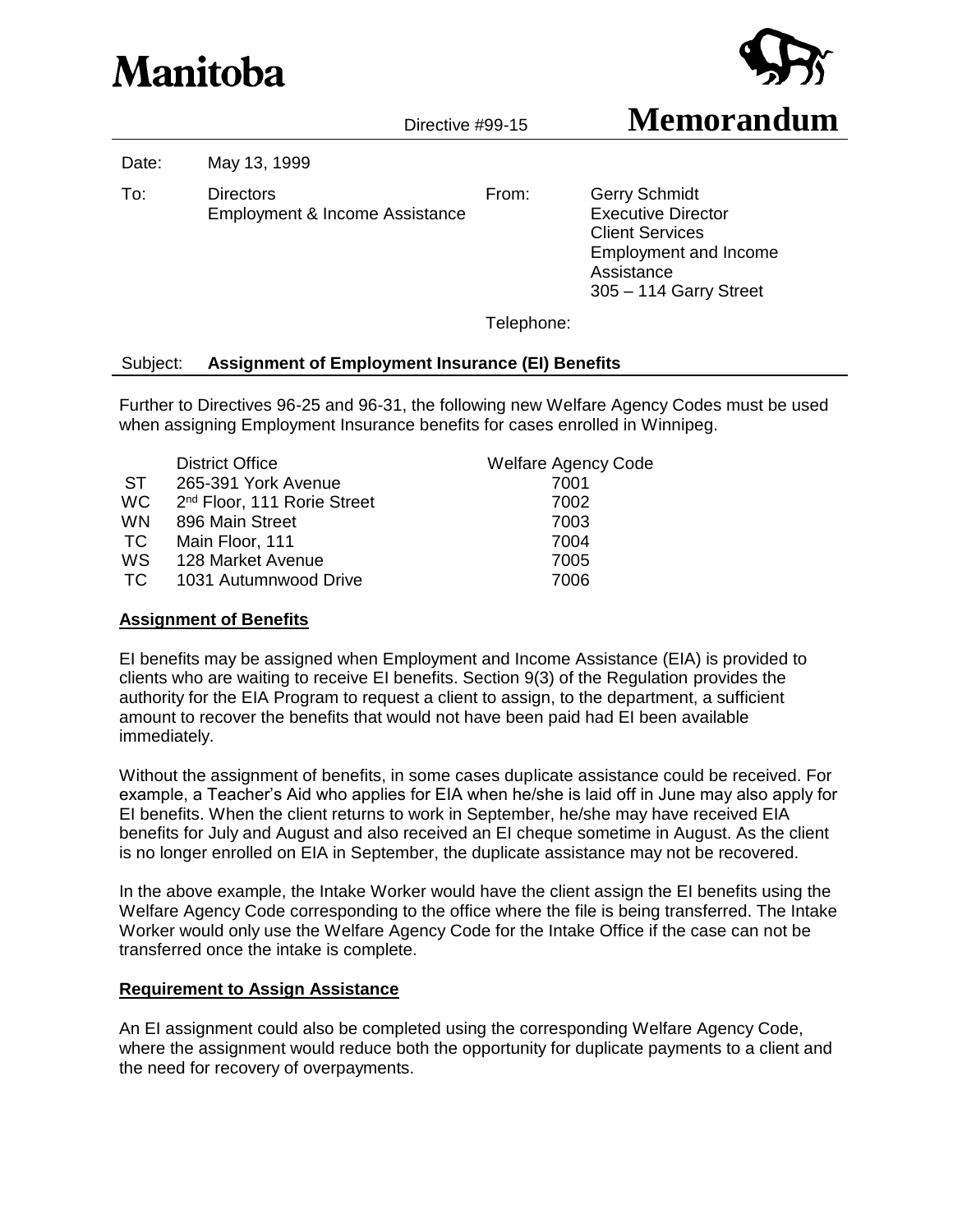# Manitoba

Directive #99-15

# Memorandum

Date: May 13, 1999

To: Directors
Employment & Income Assistance

From: Gerry Schmidt
Executive Director
Client Services
Employment and Income Assistance
305 – 114 Garry Street

Telephone:

Subject: **Assignment of Employment Insurance (EI) Benefits**

Further to Directives 96-25 and 96-31, the following new Welfare Agency Codes must be used when assigning Employment Insurance benefits for cases enrolled in Winnipeg.

| | District Office | Welfare Agency Code |
|---|---|---|
| ST | 265-391 York Avenue | 7001 |
| WC | 2nd Floor, 111 Rorie Street | 7002 |
| WN | 896 Main Street | 7003 |
| TC | Main Floor, 111 | 7004 |
| WS | 128 Market Avenue | 7005 |
| TC | 1031 Autumnwood Drive | 7006 |

## Assignment of Benefits

EI benefits may be assigned when Employment and Income Assistance (EIA) is provided to clients who are waiting to receive EI benefits. Section 9(3) of the Regulation provides the authority for the EIA Program to request a client to assign, to the department, a sufficient amount to recover the benefits that would not have been paid had EI been available immediately.

Without the assignment of benefits, in some cases duplicate assistance could be received. For example, a Teacher's Aid who applies for EIA when he/she is laid off in June may also apply for EI benefits. When the client returns to work in September, he/she may have received EIA benefits for July and August and also received an EI cheque sometime in August. As the client is no longer enrolled on EIA in September, the duplicate assistance may not be recovered.

In the above example, the Intake Worker would have the client assign the EI benefits using the Welfare Agency Code corresponding to the office where the file is being transferred. The Intake Worker would only use the Welfare Agency Code for the Intake Office if the case can not be transferred once the intake is complete.

## Requirement to Assign Assistance

An EI assignment could also be completed using the corresponding Welfare Agency Code, where the assignment would reduce both the opportunity for duplicate payments to a client and the need for recovery of overpayments.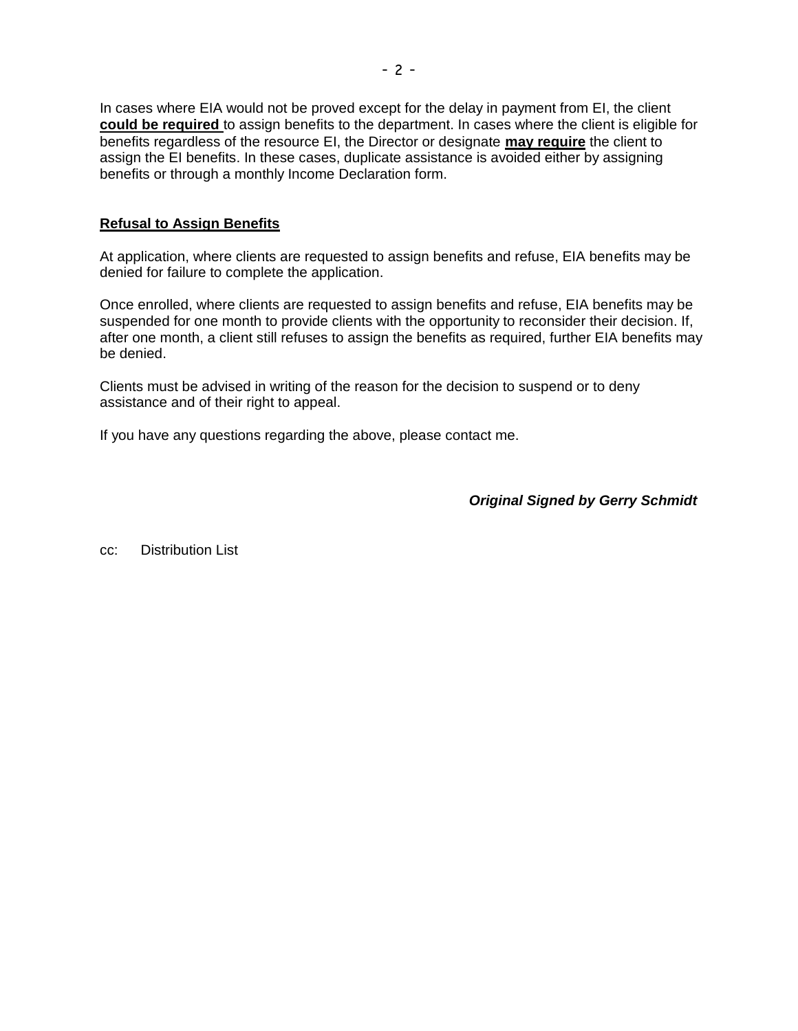In cases where EIA would not be proved except for the delay in payment from EI, the client **could be required** to assign benefits to the department. In cases where the client is eligible for benefits regardless of the resource EI, the Director or designate **may require** the client to assign the EI benefits. In these cases, duplicate assistance is avoided either by assigning benefits or through a monthly Income Declaration form.

**Refusal to Assign Benefits**

At application, where clients are requested to assign benefits and refuse, EIA benefits may be denied for failure to complete the application.

Once enrolled, where clients are requested to assign benefits and refuse, EIA benefits may be suspended for one month to provide clients with the opportunity to reconsider their decision. If, after one month, a client still refuses to assign the benefits as required, further EIA benefits may be denied.

Clients must be advised in writing of the reason for the decision to suspend or to deny assistance and of their right to appeal.

If you have any questions regarding the above, please contact me.

***Original Signed by Gerry Schmidt***

cc: Distribution List